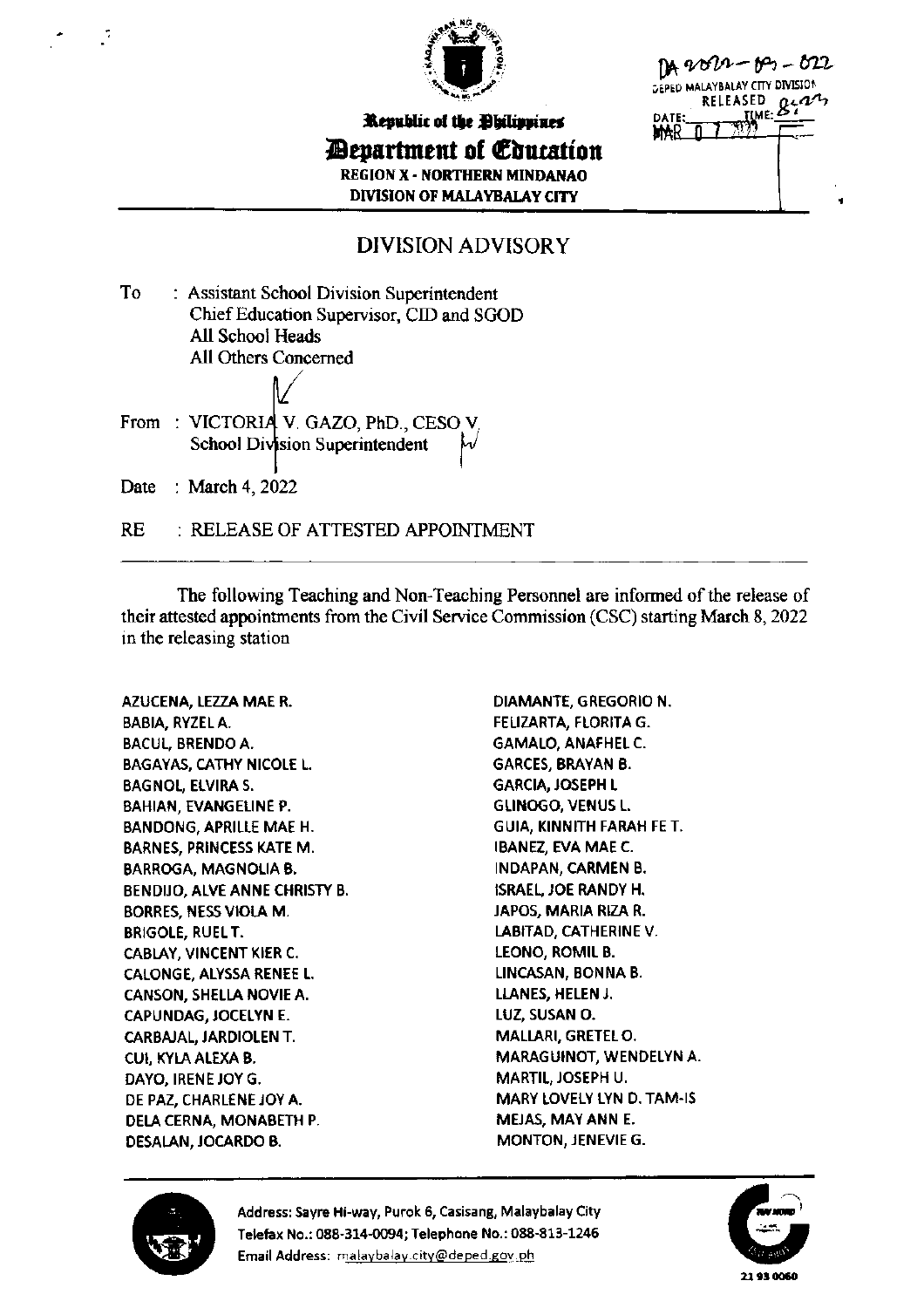DA 2022-03-022
DEPED MALAYBALAY CITY DIVISION
RELEASED
DATE: MAR 07 2022 TIME: 8:22

Republic of the Philippines
# Department of Education
REGION X - NORTHERN MINDANAO
DIVISION OF MALAYBALAY CITY

## DIVISION ADVISORY

To : Assistant School Division Superintendent
Chief Education Supervisor, CID and SGOD
All School Heads
All Others Concerned

From : VICTORIA V. GAZO, PhD., CESO V
School Division Superintendent

Date : March 4, 2022

RE : RELEASE OF ATTESTED APPOINTMENT

---

The following Teaching and Non-Teaching Personnel are informed of the release of their attested appointments from the Civil Service Commission (CSC) starting March 8, 2022 in the releasing station

AZUCENA, LEZZA MAE R.
BABIA, RYZEL A.
BACUL, BRENDO A.
BAGAYAS, CATHY NICOLE L.
BAGNOL, ELVIRA S.
BAHIAN, EVANGELINE P.
BANDONG, APRILLE MAE H.
BARNES, PRINCESS KATE M.
BARROGA, MAGNOLIA B.
BENDIJO, ALVE ANNE CHRISTY B.
BORRES, NESS VIOLA M.
BRIGOLE, RUEL T.
CABLAY, VINCENT KIER C.
CALONGE, ALYSSA RENEE L.
CANSON, SHELLA NOVIE A.
CAPUNDAG, JOCELYN E.
CARBAJAL, JARDIOLEN T.
CUI, KYLA ALEXA B.
DAYO, IRENE JOY G.
DE PAZ, CHARLENE JOY A.
DELA CERNA, MONABETH P.
DESALAN, JOCARDO B.
DIAMANTE, GREGORIO N.
FELIZARTA, FLORITA G.
GAMALO, ANAFHEL C.
GARCES, BRAYAN B.
GARCIA, JOSEPH L
GLINOGO, VENUS L.
GUIA, KINNITH FARAH FE T.
IBANEZ, EVA MAE C.
INDAPAN, CARMEN B.
ISRAEL, JOE RANDY H.
JAPOS, MARIA RIZA R.
LABITAD, CATHERINE V.
LEONO, ROMIL B.
LINCASAN, BONNA B.
LLANES, HELEN J.
LUZ, SUSAN O.
MALLARI, GRETEL O.
MARAGUINOT, WENDELYN A.
MARTIL, JOSEPH U.
MARY LOVELY LYN D. TAM-IS
MEJAS, MAY ANN E.
MONTON, JENEVIE G.

Address: Sayre Hi-way, Purok 6, Casisang, Malaybalay City
Telefax No.: 088-314-0094; Telephone No.: 088-813-1246
Email Address: malaybalay.city@deped.gov.ph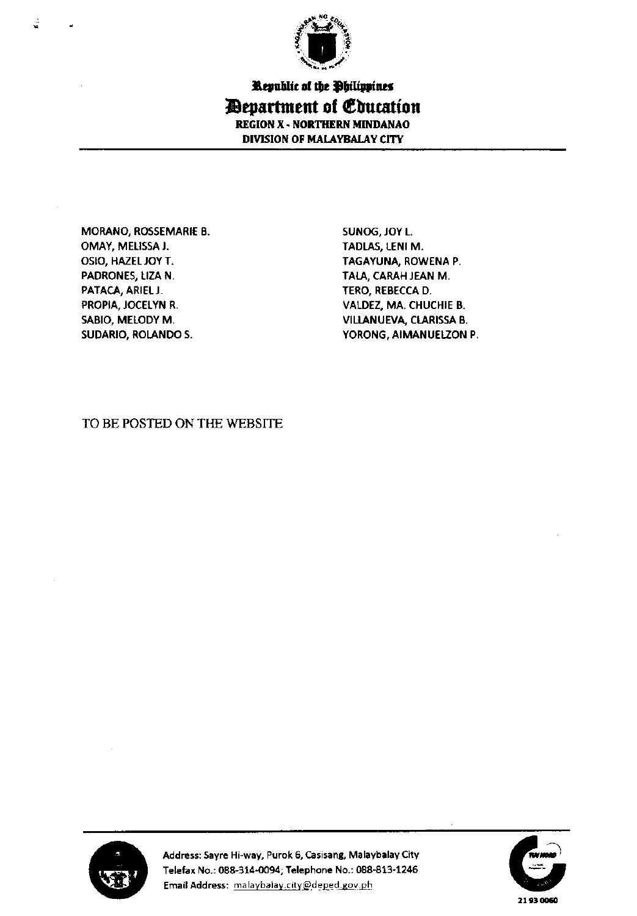MORANO, ROSSEMARIE B.
OMAY, MELISSA J.
OSIO, HAZEL JOY T.
PADRONES, LIZA N.
PATACA, ARIEL J.
PROPIA, JOCELYN R.
SABIO, MELODY M.
SUDARIO, ROLANDO S.
SUNOG, JOY L.
TADLAS, LENI M.
TAGAYUNA, ROWENA P.
TALA, CARAH JEAN M.
TERO, REBECCA D.
VALDEZ, MA. CHUCHIE B.
VILLANUEVA, CLARISSA B.
YORONG, AIMANUELZON P.

TO BE POSTED ON THE WEBSITE